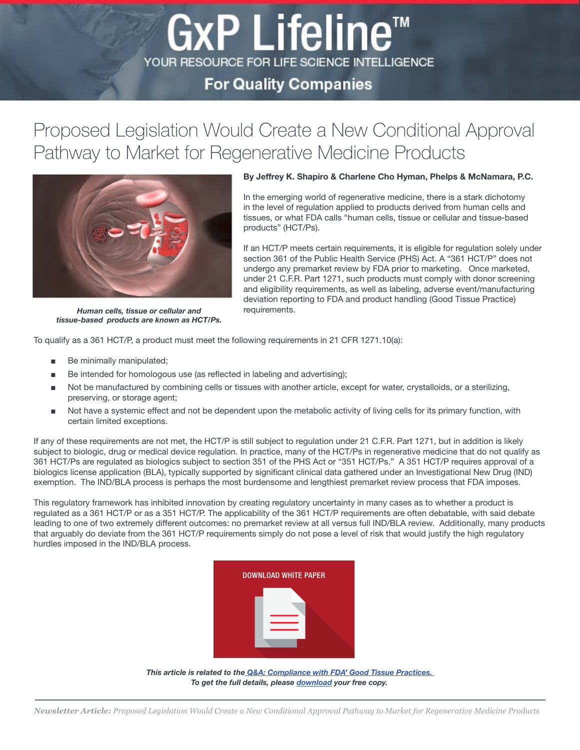# Proposed Legislation Would Create a New Conditional Approval Pathway to Market for Regenerative Medicine Products

**By Jeffrey K. Shapiro & Charlene Cho Hyman, Phelps & McNamara, P.C.**

*Human cells, tissue or cellular and tissue-based products are known as HCT/Ps.*

In the emerging world of regenerative medicine, there is a stark dichotomy in the level of regulation applied to products derived from human cells and tissues, or what FDA calls "human cells, tissue or cellular and tissue-based products" (HCT/Ps).

If an HCT/P meets certain requirements, it is eligible for regulation solely under section 361 of the Public Health Service (PHS) Act. A "361 HCT/P" does not undergo any premarket review by FDA prior to marketing. Once marketed, under 21 C.F.R. Part 1271, such products must comply with donor screening and eligibility requirements, as well as labeling, adverse event/manufacturing deviation reporting to FDA and product handling (Good Tissue Practice) requirements.

To qualify as a 361 HCT/P, a product must meet the following requirements in 21 CFR 1271.10(a):

- Be minimally manipulated;
- Be intended for homologous use (as reflected in labeling and advertising);
- Not be manufactured by combining cells or tissues with another article, except for water, crystalloids, or a sterilizing, preserving, or storage agent;
- Not have a systemic effect and not be dependent upon the metabolic activity of living cells for its primary function, with certain limited exceptions.

If any of these requirements are not met, the HCT/P is still subject to regulation under 21 C.F.R. Part 1271, but in addition is likely subject to biologic, drug or medical device regulation. In practice, many of the HCT/Ps in regenerative medicine that do not qualify as 361 HCT/Ps are regulated as biologics subject to section 351 of the PHS Act or "351 HCT/Ps." A 351 HCT/P requires approval of a biologics license application (BLA), typically supported by significant clinical data gathered under an Investigational New Drug (IND) exemption. The IND/BLA process is perhaps the most burdensome and lengthiest premarket review process that FDA imposes.

This regulatory framework has inhibited innovation by creating regulatory uncertainty in many cases as to whether a product is regulated as a 361 HCT/P or as a 351 HCT/P. The applicability of the 361 HCT/P requirements are often debatable, with said debate leading to one of two extremely different outcomes: no premarket review at all versus full IND/BLA review. Additionally, many products that arguably do deviate from the 361 HCT/P requirements simply do not pose a level of risk that would justify the high regulatory hurdles imposed in the IND/BLA process.

DOWNLOAD WHITE PAPER

***This article is related to the Q&A: Compliance with FDA' Good Tissue Practices. To get the full details, please download your free copy.***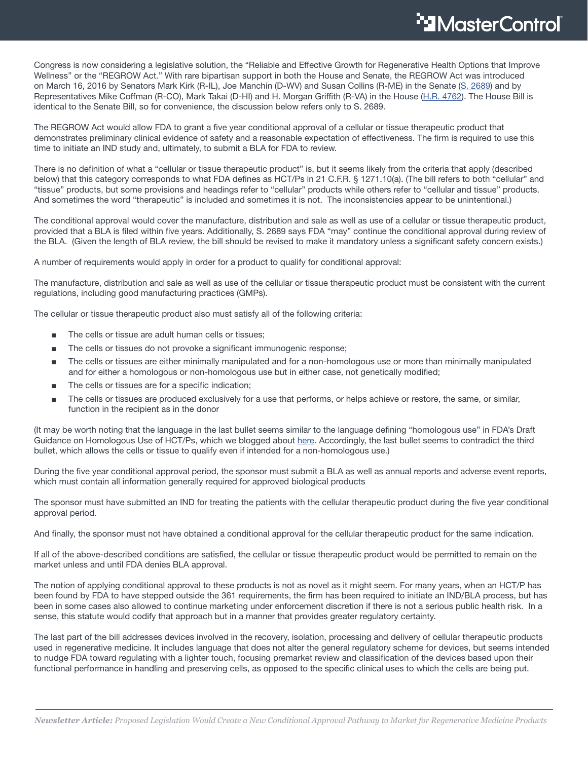Congress is now considering a legislative solution, the "Reliable and Effective Growth for Regenerative Health Options that Improve Wellness" or the "REGROW Act." With rare bipartisan support in both the House and Senate, the REGROW Act was introduced on March 16, 2016 by Senators Mark Kirk (R-IL), Joe Manchin (D-WV) and Susan Collins (R-ME) in the Senate (S. 2689) and by Representatives Mike Coffman (R-CO), Mark Takai (D-HI) and H. Morgan Griffith (R-VA) in the House (H.R. 4762). The House Bill is identical to the Senate Bill, so for convenience, the discussion below refers only to S. 2689.

The REGROW Act would allow FDA to grant a five year conditional approval of a cellular or tissue therapeutic product that demonstrates preliminary clinical evidence of safety and a reasonable expectation of effectiveness. The firm is required to use this time to initiate an IND study and, ultimately, to submit a BLA for FDA to review.

There is no definition of what a "cellular or tissue therapeutic product" is, but it seems likely from the criteria that apply (described below) that this category corresponds to what FDA defines as HCT/Ps in 21 C.F.R. § 1271.10(a). (The bill refers to both "cellular" and "tissue" products, but some provisions and headings refer to "cellular" products while others refer to "cellular and tissue" products. And sometimes the word "therapeutic" is included and sometimes it is not. The inconsistencies appear to be unintentional.)

The conditional approval would cover the manufacture, distribution and sale as well as use of a cellular or tissue therapeutic product, provided that a BLA is filed within five years. Additionally, S. 2689 says FDA "may" continue the conditional approval during review of the BLA. (Given the length of BLA review, the bill should be revised to make it mandatory unless a significant safety concern exists.)

A number of requirements would apply in order for a product to qualify for conditional approval:

The manufacture, distribution and sale as well as use of the cellular or tissue therapeutic product must be consistent with the current regulations, including good manufacturing practices (GMPs).

The cellular or tissue therapeutic product also must satisfy all of the following criteria:

- The cells or tissue are adult human cells or tissues;
- The cells or tissues do not provoke a significant immunogenic response;
- The cells or tissues are either minimally manipulated and for a non-homologous use or more than minimally manipulated and for either a homologous or non-homologous use but in either case, not genetically modified;
- The cells or tissues are for a specific indication;
- The cells or tissues are produced exclusively for a use that performs, or helps achieve or restore, the same, or similar, function in the recipient as in the donor

(It may be worth noting that the language in the last bullet seems similar to the language defining "homologous use" in FDA's Draft Guidance on Homologous Use of HCT/Ps, which we blogged about here. Accordingly, the last bullet seems to contradict the third bullet, which allows the cells or tissue to qualify even if intended for a non-homologous use.)

During the five year conditional approval period, the sponsor must submit a BLA as well as annual reports and adverse event reports, which must contain all information generally required for approved biological products

The sponsor must have submitted an IND for treating the patients with the cellular therapeutic product during the five year conditional approval period.

And finally, the sponsor must not have obtained a conditional approval for the cellular therapeutic product for the same indication.

If all of the above-described conditions are satisfied, the cellular or tissue therapeutic product would be permitted to remain on the market unless and until FDA denies BLA approval.

The notion of applying conditional approval to these products is not as novel as it might seem. For many years, when an HCT/P has been found by FDA to have stepped outside the 361 requirements, the firm has been required to initiate an IND/BLA process, but has been in some cases also allowed to continue marketing under enforcement discretion if there is not a serious public health risk. In a sense, this statute would codify that approach but in a manner that provides greater regulatory certainty.

The last part of the bill addresses devices involved in the recovery, isolation, processing and delivery of cellular therapeutic products used in regenerative medicine. It includes language that does not alter the general regulatory scheme for devices, but seems intended to nudge FDA toward regulating with a lighter touch, focusing premarket review and classification of the devices based upon their functional performance in handling and preserving cells, as opposed to the specific clinical uses to which the cells are being put.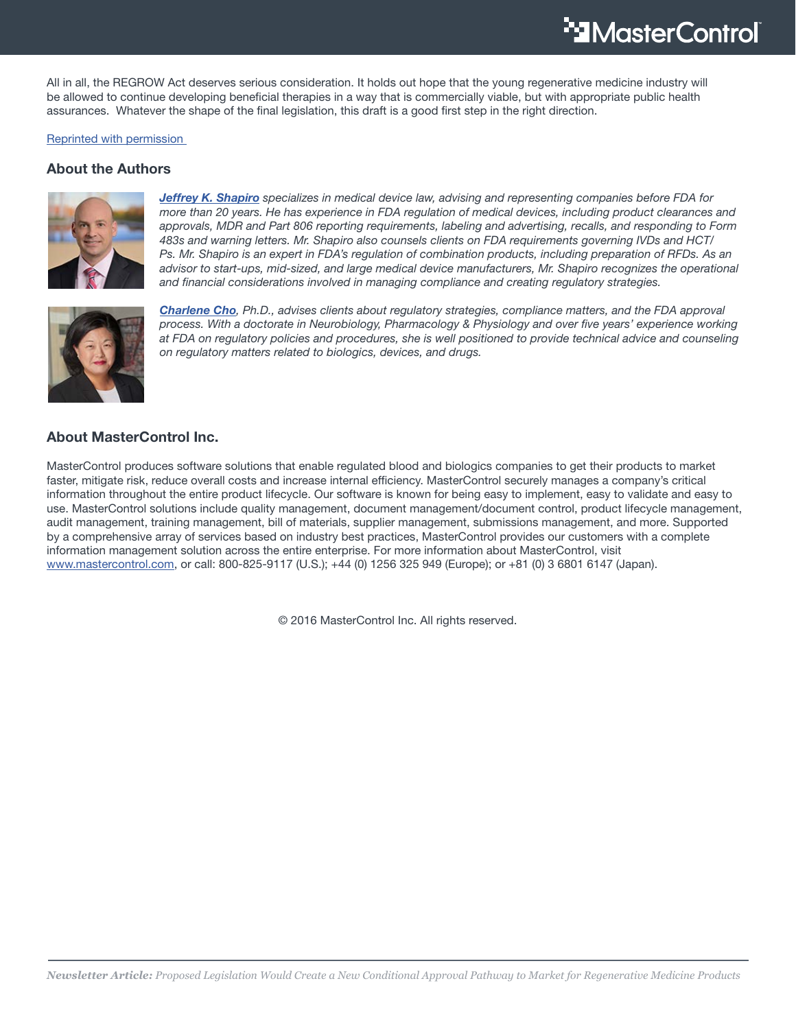All in all, the REGROW Act deserves serious consideration. It holds out hope that the young regenerative medicine industry will be allowed to continue developing beneficial therapies in a way that is commercially viable, but with appropriate public health assurances. Whatever the shape of the final legislation, this draft is a good first step in the right direction.

Reprinted with permission

## About the Authors

***Jeffrey K. Shapiro*** *specializes in medical device law, advising and representing companies before FDA for more than 20 years. He has experience in FDA regulation of medical devices, including product clearances and approvals, MDR and Part 806 reporting requirements, labeling and advertising, recalls, and responding to Form 483s and warning letters. Mr. Shapiro also counsels clients on FDA requirements governing IVDs and HCT/Ps. Mr. Shapiro is an expert in FDA's regulation of combination products, including preparation of RFDs. As an advisor to start-ups, mid-sized, and large medical device manufacturers, Mr. Shapiro recognizes the operational and financial considerations involved in managing compliance and creating regulatory strategies.*

***Charlene Cho****, Ph.D., advises clients about regulatory strategies, compliance matters, and the FDA approval process. With a doctorate in Neurobiology, Pharmacology & Physiology and over five years' experience working at FDA on regulatory policies and procedures, she is well positioned to provide technical advice and counseling on regulatory matters related to biologics, devices, and drugs.*

## About MasterControl Inc.

MasterControl produces software solutions that enable regulated blood and biologics companies to get their products to market faster, mitigate risk, reduce overall costs and increase internal efficiency. MasterControl securely manages a company's critical information throughout the entire product lifecycle. Our software is known for being easy to implement, easy to validate and easy to use. MasterControl solutions include quality management, document management/document control, product lifecycle management, audit management, training management, bill of materials, supplier management, submissions management, and more. Supported by a comprehensive array of services based on industry best practices, MasterControl provides our customers with a complete information management solution across the entire enterprise. For more information about MasterControl, visit www.mastercontrol.com, or call: 800-825-9117 (U.S.); +44 (0) 1256 325 949 (Europe); or +81 (0) 3 6801 6147 (Japan).

© 2016 MasterControl Inc. All rights reserved.